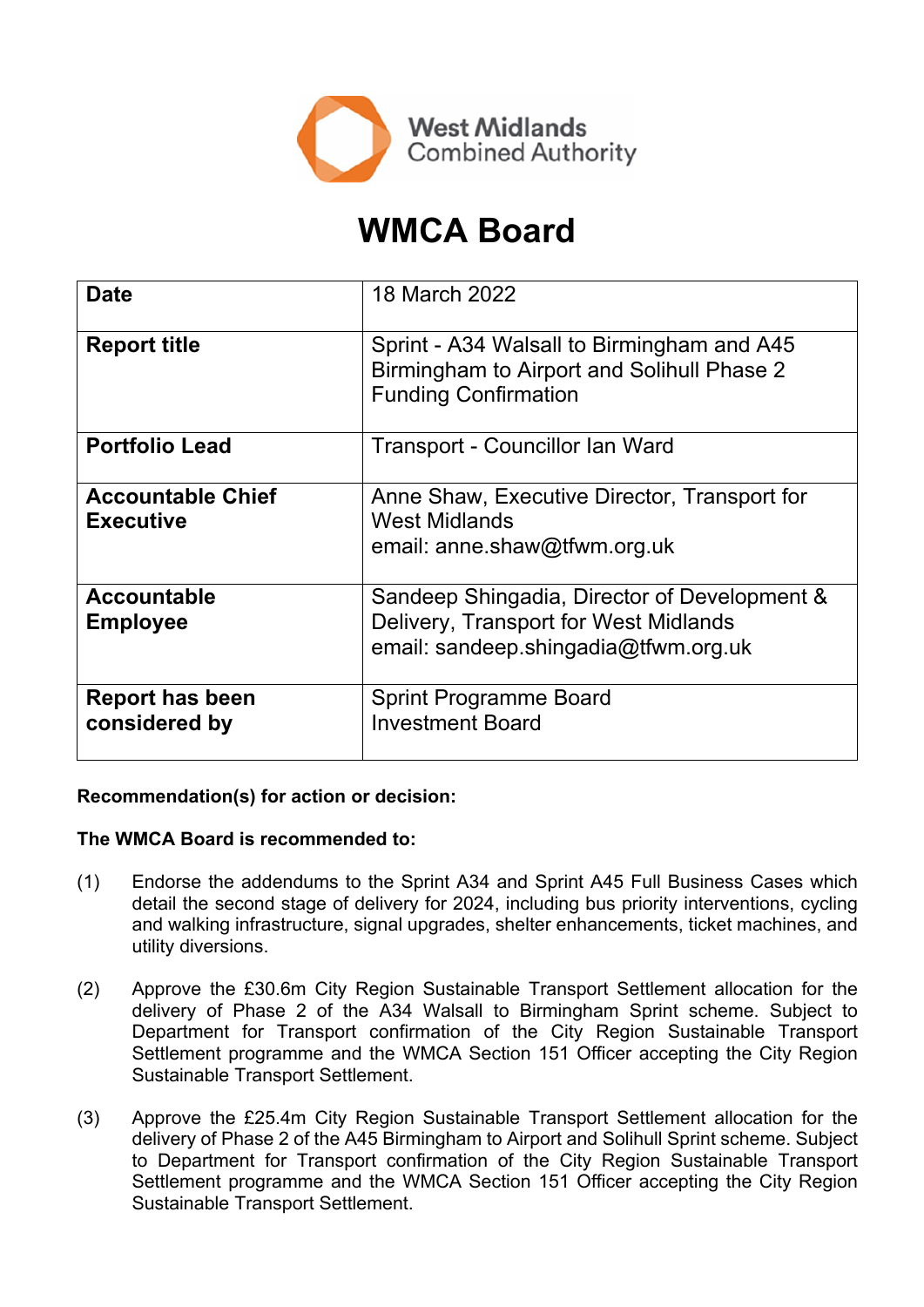West Midlands Combined Authority

# WMCA Board

| | |
|---|---|
| **Date** | 18 March 2022 |
| **Report title** | Sprint - A34 Walsall to Birmingham and A45 Birmingham to Airport and Solihull Phase 2 Funding Confirmation |
| **Portfolio Lead** | Transport - Councillor Ian Ward |
| **Accountable Chief Executive** | Anne Shaw, Executive Director, Transport for West Midlands<br>email: anne.shaw@tfwm.org.uk |
| **Accountable Employee** | Sandeep Shingadia, Director of Development & Delivery, Transport for West Midlands<br>email: sandeep.shingadia@tfwm.org.uk |
| **Report has been considered by** | Sprint Programme Board<br>Investment Board |

**Recommendation(s) for action or decision:**

**The WMCA Board is recommended to:**

(1) Endorse the addendums to the Sprint A34 and Sprint A45 Full Business Cases which detail the second stage of delivery for 2024, including bus priority interventions, cycling and walking infrastructure, signal upgrades, shelter enhancements, ticket machines, and utility diversions.

(2) Approve the £30.6m City Region Sustainable Transport Settlement allocation for the delivery of Phase 2 of the A34 Walsall to Birmingham Sprint scheme. Subject to Department for Transport confirmation of the City Region Sustainable Transport Settlement programme and the WMCA Section 151 Officer accepting the City Region Sustainable Transport Settlement.

(3) Approve the £25.4m City Region Sustainable Transport Settlement allocation for the delivery of Phase 2 of the A45 Birmingham to Airport and Solihull Sprint scheme. Subject to Department for Transport confirmation of the City Region Sustainable Transport Settlement programme and the WMCA Section 151 Officer accepting the City Region Sustainable Transport Settlement.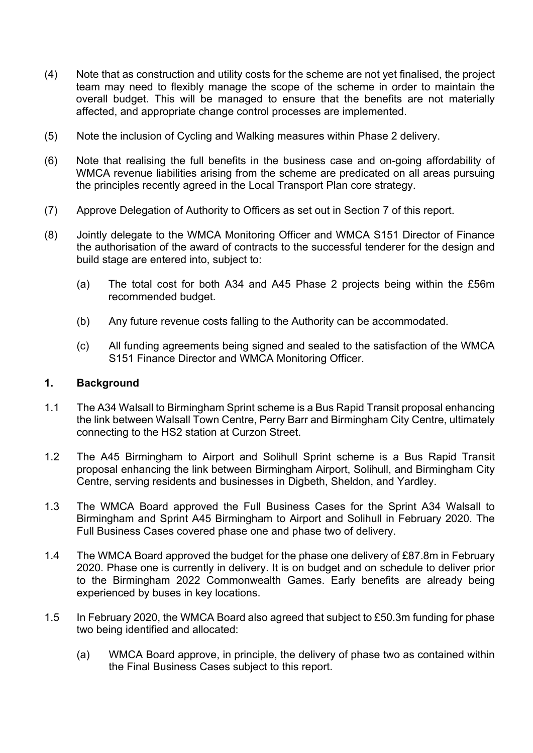(4) Note that as construction and utility costs for the scheme are not yet finalised, the project team may need to flexibly manage the scope of the scheme in order to maintain the overall budget. This will be managed to ensure that the benefits are not materially affected, and appropriate change control processes are implemented.

(5) Note the inclusion of Cycling and Walking measures within Phase 2 delivery.

(6) Note that realising the full benefits in the business case and on-going affordability of WMCA revenue liabilities arising from the scheme are predicated on all areas pursuing the principles recently agreed in the Local Transport Plan core strategy.

(7) Approve Delegation of Authority to Officers as set out in Section 7 of this report.

(8) Jointly delegate to the WMCA Monitoring Officer and WMCA S151 Director of Finance the authorisation of the award of contracts to the successful tenderer for the design and build stage are entered into, subject to:

   (a) The total cost for both A34 and A45 Phase 2 projects being within the £56m recommended budget.

   (b) Any future revenue costs falling to the Authority can be accommodated.

   (c) All funding agreements being signed and sealed to the satisfaction of the WMCA S151 Finance Director and WMCA Monitoring Officer.

## 1. Background

1.1 The A34 Walsall to Birmingham Sprint scheme is a Bus Rapid Transit proposal enhancing the link between Walsall Town Centre, Perry Barr and Birmingham City Centre, ultimately connecting to the HS2 station at Curzon Street.

1.2 The A45 Birmingham to Airport and Solihull Sprint scheme is a Bus Rapid Transit proposal enhancing the link between Birmingham Airport, Solihull, and Birmingham City Centre, serving residents and businesses in Digbeth, Sheldon, and Yardley.

1.3 The WMCA Board approved the Full Business Cases for the Sprint A34 Walsall to Birmingham and Sprint A45 Birmingham to Airport and Solihull in February 2020. The Full Business Cases covered phase one and phase two of delivery.

1.4 The WMCA Board approved the budget for the phase one delivery of £87.8m in February 2020. Phase one is currently in delivery. It is on budget and on schedule to deliver prior to the Birmingham 2022 Commonwealth Games. Early benefits are already being experienced by buses in key locations.

1.5 In February 2020, the WMCA Board also agreed that subject to £50.3m funding for phase two being identified and allocated:

   (a) WMCA Board approve, in principle, the delivery of phase two as contained within the Final Business Cases subject to this report.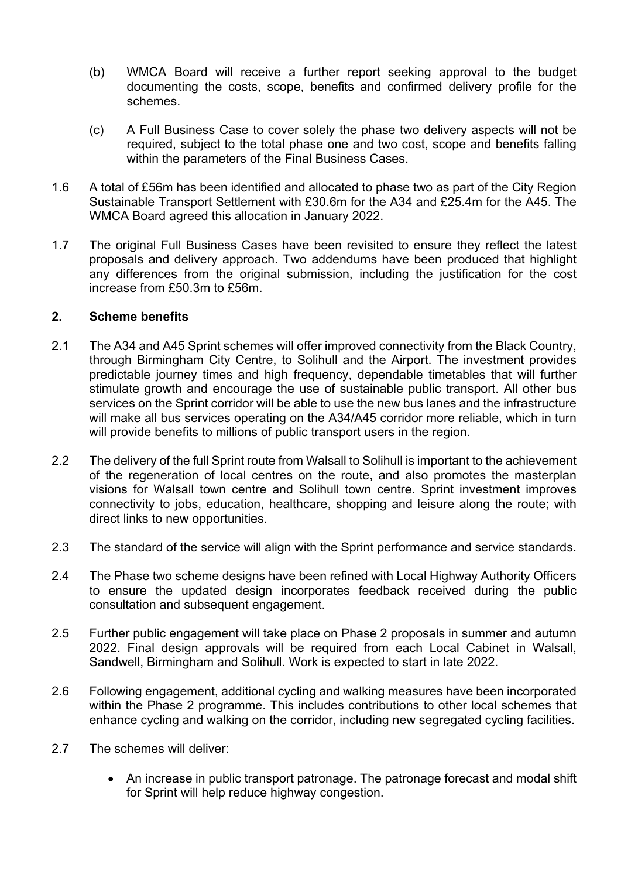(b) WMCA Board will receive a further report seeking approval to the budget documenting the costs, scope, benefits and confirmed delivery profile for the schemes.

(c) A Full Business Case to cover solely the phase two delivery aspects will not be required, subject to the total phase one and two cost, scope and benefits falling within the parameters of the Final Business Cases.

1.6 A total of £56m has been identified and allocated to phase two as part of the City Region Sustainable Transport Settlement with £30.6m for the A34 and £25.4m for the A45. The WMCA Board agreed this allocation in January 2022.

1.7 The original Full Business Cases have been revisited to ensure they reflect the latest proposals and delivery approach. Two addendums have been produced that highlight any differences from the original submission, including the justification for the cost increase from £50.3m to £56m.

## 2. Scheme benefits

2.1 The A34 and A45 Sprint schemes will offer improved connectivity from the Black Country, through Birmingham City Centre, to Solihull and the Airport. The investment provides predictable journey times and high frequency, dependable timetables that will further stimulate growth and encourage the use of sustainable public transport. All other bus services on the Sprint corridor will be able to use the new bus lanes and the infrastructure will make all bus services operating on the A34/A45 corridor more reliable, which in turn will provide benefits to millions of public transport users in the region.

2.2 The delivery of the full Sprint route from Walsall to Solihull is important to the achievement of the regeneration of local centres on the route, and also promotes the masterplan visions for Walsall town centre and Solihull town centre. Sprint investment improves connectivity to jobs, education, healthcare, shopping and leisure along the route; with direct links to new opportunities.

2.3 The standard of the service will align with the Sprint performance and service standards.

2.4 The Phase two scheme designs have been refined with Local Highway Authority Officers to ensure the updated design incorporates feedback received during the public consultation and subsequent engagement.

2.5 Further public engagement will take place on Phase 2 proposals in summer and autumn 2022. Final design approvals will be required from each Local Cabinet in Walsall, Sandwell, Birmingham and Solihull. Work is expected to start in late 2022.

2.6 Following engagement, additional cycling and walking measures have been incorporated within the Phase 2 programme. This includes contributions to other local schemes that enhance cycling and walking on the corridor, including new segregated cycling facilities.

2.7 The schemes will deliver:

- An increase in public transport patronage. The patronage forecast and modal shift for Sprint will help reduce highway congestion.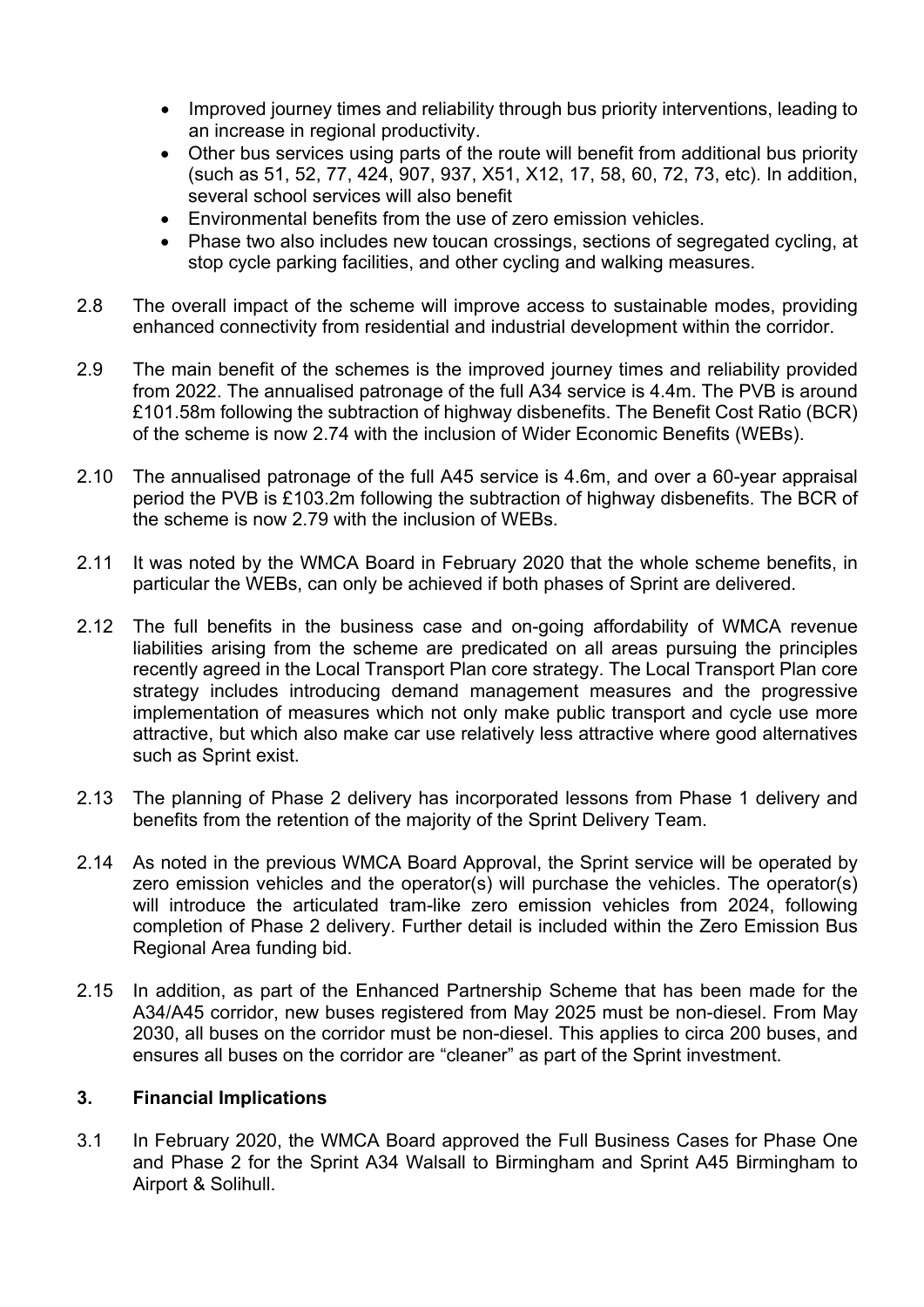- Improved journey times and reliability through bus priority interventions, leading to an increase in regional productivity.
- Other bus services using parts of the route will benefit from additional bus priority (such as 51, 52, 77, 424, 907, 937, X51, X12, 17, 58, 60, 72, 73, etc). In addition, several school services will also benefit
- Environmental benefits from the use of zero emission vehicles.
- Phase two also includes new toucan crossings, sections of segregated cycling, at stop cycle parking facilities, and other cycling and walking measures.

2.8 The overall impact of the scheme will improve access to sustainable modes, providing enhanced connectivity from residential and industrial development within the corridor.

2.9 The main benefit of the schemes is the improved journey times and reliability provided from 2022. The annualised patronage of the full A34 service is 4.4m. The PVB is around £101.58m following the subtraction of highway disbenefits. The Benefit Cost Ratio (BCR) of the scheme is now 2.74 with the inclusion of Wider Economic Benefits (WEBs).

2.10 The annualised patronage of the full A45 service is 4.6m, and over a 60-year appraisal period the PVB is £103.2m following the subtraction of highway disbenefits. The BCR of the scheme is now 2.79 with the inclusion of WEBs.

2.11 It was noted by the WMCA Board in February 2020 that the whole scheme benefits, in particular the WEBs, can only be achieved if both phases of Sprint are delivered.

2.12 The full benefits in the business case and on-going affordability of WMCA revenue liabilities arising from the scheme are predicated on all areas pursuing the principles recently agreed in the Local Transport Plan core strategy. The Local Transport Plan core strategy includes introducing demand management measures and the progressive implementation of measures which not only make public transport and cycle use more attractive, but which also make car use relatively less attractive where good alternatives such as Sprint exist.

2.13 The planning of Phase 2 delivery has incorporated lessons from Phase 1 delivery and benefits from the retention of the majority of the Sprint Delivery Team.

2.14 As noted in the previous WMCA Board Approval, the Sprint service will be operated by zero emission vehicles and the operator(s) will purchase the vehicles. The operator(s) will introduce the articulated tram-like zero emission vehicles from 2024, following completion of Phase 2 delivery. Further detail is included within the Zero Emission Bus Regional Area funding bid.

2.15 In addition, as part of the Enhanced Partnership Scheme that has been made for the A34/A45 corridor, new buses registered from May 2025 must be non-diesel. From May 2030, all buses on the corridor must be non-diesel. This applies to circa 200 buses, and ensures all buses on the corridor are "cleaner" as part of the Sprint investment.

## 3. Financial Implications

3.1 In February 2020, the WMCA Board approved the Full Business Cases for Phase One and Phase 2 for the Sprint A34 Walsall to Birmingham and Sprint A45 Birmingham to Airport & Solihull.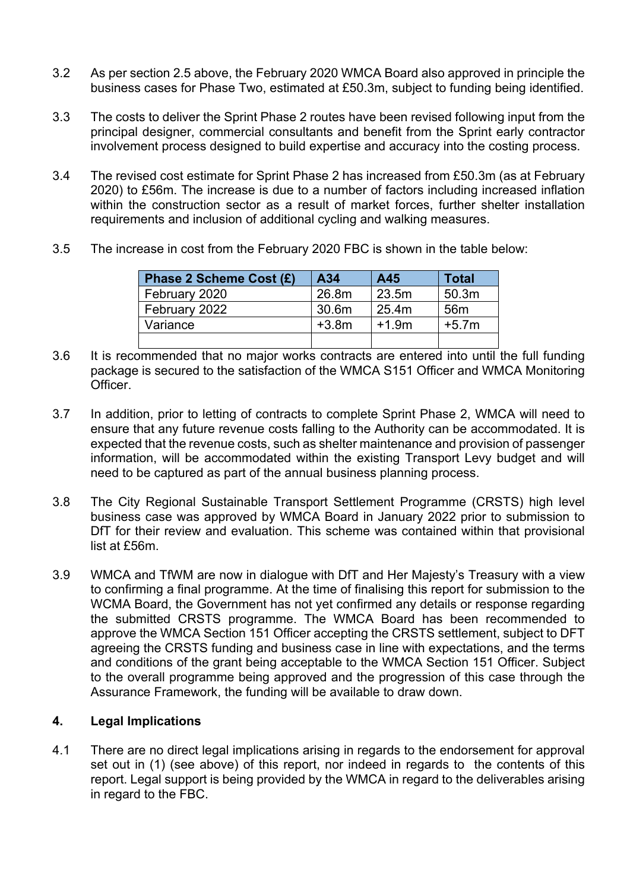3.2 As per section 2.5 above, the February 2020 WMCA Board also approved in principle the business cases for Phase Two, estimated at £50.3m, subject to funding being identified.

3.3 The costs to deliver the Sprint Phase 2 routes have been revised following input from the principal designer, commercial consultants and benefit from the Sprint early contractor involvement process designed to build expertise and accuracy into the costing process.

3.4 The revised cost estimate for Sprint Phase 2 has increased from £50.3m (as at February 2020) to £56m. The increase is due to a number of factors including increased inflation within the construction sector as a result of market forces, further shelter installation requirements and inclusion of additional cycling and walking measures.

3.5 The increase in cost from the February 2020 FBC is shown in the table below:

| Phase 2 Scheme Cost (£) | A34 | A45 | Total |
|---|---|---|---|
| February 2020 | 26.8m | 23.5m | 50.3m |
| February 2022 | 30.6m | 25.4m | 56m |
| Variance | +3.8m | +1.9m | +5.7m |
| | | | |

3.6 It is recommended that no major works contracts are entered into until the full funding package is secured to the satisfaction of the WMCA S151 Officer and WMCA Monitoring Officer.

3.7 In addition, prior to letting of contracts to complete Sprint Phase 2, WMCA will need to ensure that any future revenue costs falling to the Authority can be accommodated. It is expected that the revenue costs, such as shelter maintenance and provision of passenger information, will be accommodated within the existing Transport Levy budget and will need to be captured as part of the annual business planning process.

3.8 The City Regional Sustainable Transport Settlement Programme (CRSTS) high level business case was approved by WMCA Board in January 2022 prior to submission to DfT for their review and evaluation. This scheme was contained within that provisional list at £56m.

3.9 WMCA and TfWM are now in dialogue with DfT and Her Majesty's Treasury with a view to confirming a final programme. At the time of finalising this report for submission to the WCMA Board, the Government has not yet confirmed any details or response regarding the submitted CRSTS programme. The WMCA Board has been recommended to approve the WMCA Section 151 Officer accepting the CRSTS settlement, subject to DFT agreeing the CRSTS funding and business case in line with expectations, and the terms and conditions of the grant being acceptable to the WMCA Section 151 Officer. Subject to the overall programme being approved and the progression of this case through the Assurance Framework, the funding will be available to draw down.

## 4. Legal Implications

4.1 There are no direct legal implications arising in regards to the endorsement for approval set out in (1) (see above) of this report, nor indeed in regards to the contents of this report. Legal support is being provided by the WMCA in regard to the deliverables arising in regard to the FBC.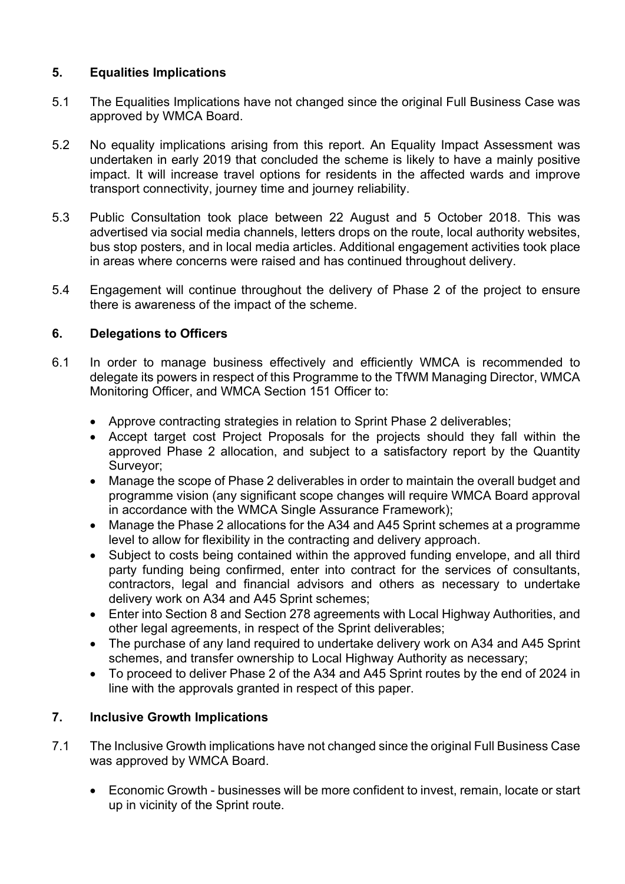## 5. Equalities Implications

5.1 The Equalities Implications have not changed since the original Full Business Case was approved by WMCA Board.

5.2 No equality implications arising from this report. An Equality Impact Assessment was undertaken in early 2019 that concluded the scheme is likely to have a mainly positive impact. It will increase travel options for residents in the affected wards and improve transport connectivity, journey time and journey reliability.

5.3 Public Consultation took place between 22 August and 5 October 2018. This was advertised via social media channels, letters drops on the route, local authority websites, bus stop posters, and in local media articles. Additional engagement activities took place in areas where concerns were raised and has continued throughout delivery.

5.4 Engagement will continue throughout the delivery of Phase 2 of the project to ensure there is awareness of the impact of the scheme.

## 6. Delegations to Officers

6.1 In order to manage business effectively and efficiently WMCA is recommended to delegate its powers in respect of this Programme to the TfWM Managing Director, WMCA Monitoring Officer, and WMCA Section 151 Officer to:

- Approve contracting strategies in relation to Sprint Phase 2 deliverables;
- Accept target cost Project Proposals for the projects should they fall within the approved Phase 2 allocation, and subject to a satisfactory report by the Quantity Surveyor;
- Manage the scope of Phase 2 deliverables in order to maintain the overall budget and programme vision (any significant scope changes will require WMCA Board approval in accordance with the WMCA Single Assurance Framework);
- Manage the Phase 2 allocations for the A34 and A45 Sprint schemes at a programme level to allow for flexibility in the contracting and delivery approach.
- Subject to costs being contained within the approved funding envelope, and all third party funding being confirmed, enter into contract for the services of consultants, contractors, legal and financial advisors and others as necessary to undertake delivery work on A34 and A45 Sprint schemes;
- Enter into Section 8 and Section 278 agreements with Local Highway Authorities, and other legal agreements, in respect of the Sprint deliverables;
- The purchase of any land required to undertake delivery work on A34 and A45 Sprint schemes, and transfer ownership to Local Highway Authority as necessary;
- To proceed to deliver Phase 2 of the A34 and A45 Sprint routes by the end of 2024 in line with the approvals granted in respect of this paper.

## 7. Inclusive Growth Implications

7.1 The Inclusive Growth implications have not changed since the original Full Business Case was approved by WMCA Board.

- Economic Growth - businesses will be more confident to invest, remain, locate or start up in vicinity of the Sprint route.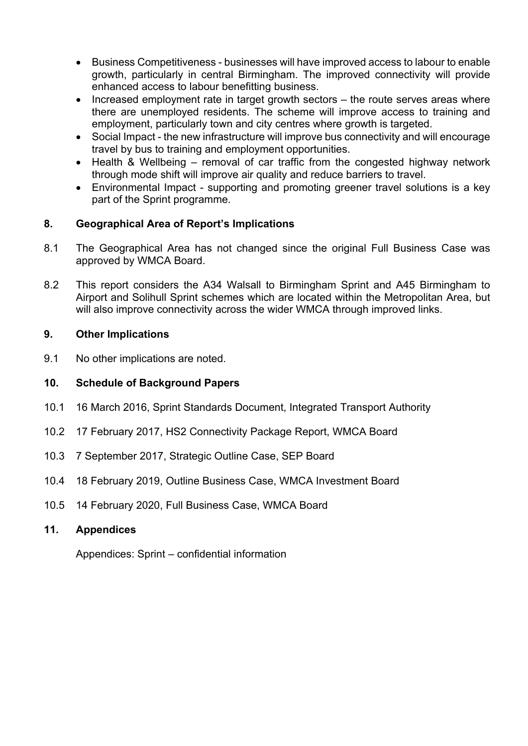- Business Competitiveness - businesses will have improved access to labour to enable growth, particularly in central Birmingham. The improved connectivity will provide enhanced access to labour benefitting business.
- Increased employment rate in target growth sectors – the route serves areas where there are unemployed residents. The scheme will improve access to training and employment, particularly town and city centres where growth is targeted.
- Social Impact - the new infrastructure will improve bus connectivity and will encourage travel by bus to training and employment opportunities.
- Health & Wellbeing – removal of car traffic from the congested highway network through mode shift will improve air quality and reduce barriers to travel.
- Environmental Impact - supporting and promoting greener travel solutions is a key part of the Sprint programme.

## 8. Geographical Area of Report's Implications

8.1 The Geographical Area has not changed since the original Full Business Case was approved by WMCA Board.

8.2 This report considers the A34 Walsall to Birmingham Sprint and A45 Birmingham to Airport and Solihull Sprint schemes which are located within the Metropolitan Area, but will also improve connectivity across the wider WMCA through improved links.

## 9. Other Implications

9.1 No other implications are noted.

## 10. Schedule of Background Papers

10.1 16 March 2016, Sprint Standards Document, Integrated Transport Authority

10.2 17 February 2017, HS2 Connectivity Package Report, WMCA Board

10.3 7 September 2017, Strategic Outline Case, SEP Board

10.4 18 February 2019, Outline Business Case, WMCA Investment Board

10.5 14 February 2020, Full Business Case, WMCA Board

## 11. Appendices

Appendices: Sprint – confidential information